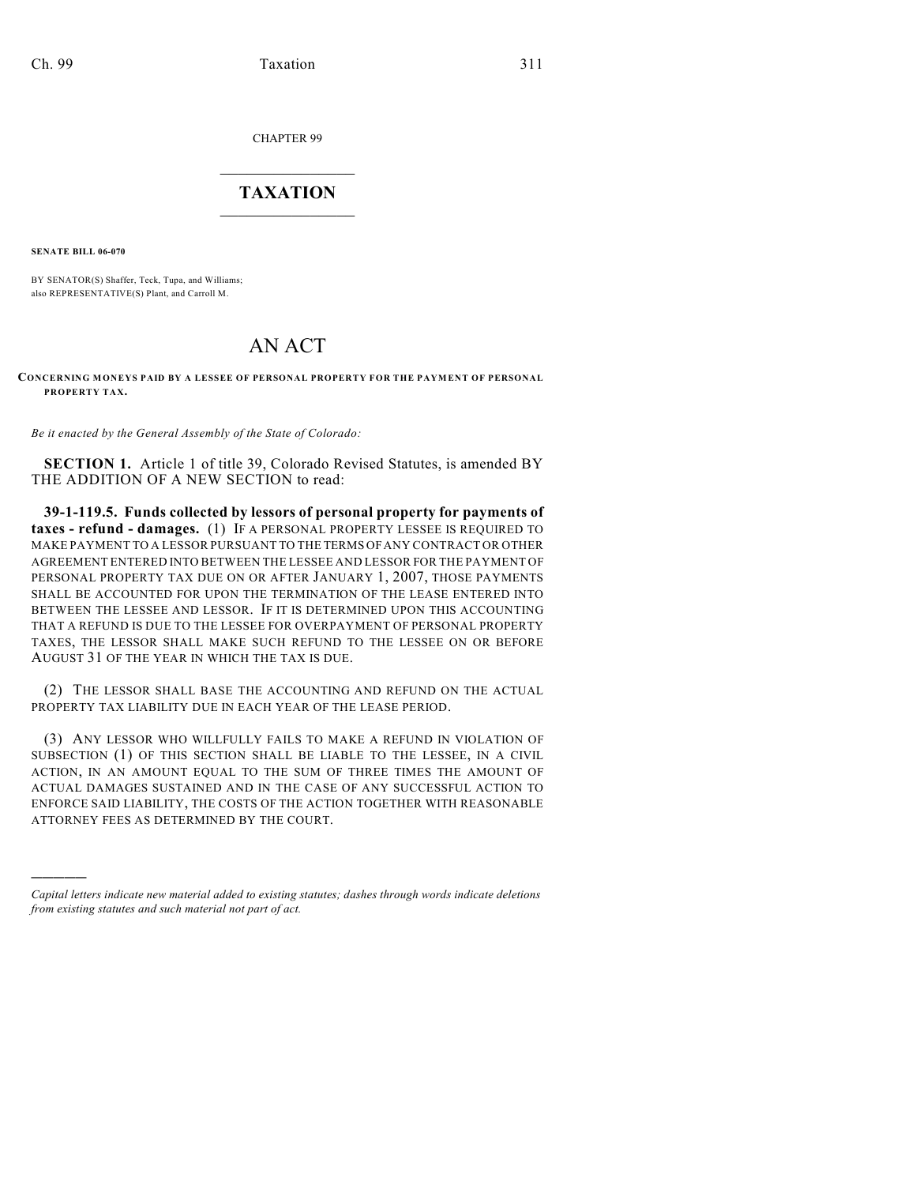CHAPTER 99

# TAXATION

**SENATE BILL 06-070**

BY SENATOR(S) Shaffer, Teck, Tupa, and Williams;
also REPRESENTATIVE(S) Plant, and Carroll M.

# AN ACT

**CONCERNING MONEYS PAID BY A LESSEE OF PERSONAL PROPERTY FOR THE PAYMENT OF PERSONAL PROPERTY TAX.**

*Be it enacted by the General Assembly of the State of Colorado:*

**SECTION 1.** Article 1 of title 39, Colorado Revised Statutes, is amended BY THE ADDITION OF A NEW SECTION to read:

**39-1-119.5. Funds collected by lessors of personal property for payments of taxes - refund - damages.** (1) IF A PERSONAL PROPERTY LESSEE IS REQUIRED TO MAKE PAYMENT TO A LESSOR PURSUANT TO THE TERMS OF ANY CONTRACT OR OTHER AGREEMENT ENTERED INTO BETWEEN THE LESSEE AND LESSOR FOR THE PAYMENT OF PERSONAL PROPERTY TAX DUE ON OR AFTER JANUARY 1, 2007, THOSE PAYMENTS SHALL BE ACCOUNTED FOR UPON THE TERMINATION OF THE LEASE ENTERED INTO BETWEEN THE LESSEE AND LESSOR. IF IT IS DETERMINED UPON THIS ACCOUNTING THAT A REFUND IS DUE TO THE LESSEE FOR OVERPAYMENT OF PERSONAL PROPERTY TAXES, THE LESSOR SHALL MAKE SUCH REFUND TO THE LESSEE ON OR BEFORE AUGUST 31 OF THE YEAR IN WHICH THE TAX IS DUE.

(2) THE LESSOR SHALL BASE THE ACCOUNTING AND REFUND ON THE ACTUAL PROPERTY TAX LIABILITY DUE IN EACH YEAR OF THE LEASE PERIOD.

(3) ANY LESSOR WHO WILLFULLY FAILS TO MAKE A REFUND IN VIOLATION OF SUBSECTION (1) OF THIS SECTION SHALL BE LIABLE TO THE LESSEE, IN A CIVIL ACTION, IN AN AMOUNT EQUAL TO THE SUM OF THREE TIMES THE AMOUNT OF ACTUAL DAMAGES SUSTAINED AND IN THE CASE OF ANY SUCCESSFUL ACTION TO ENFORCE SAID LIABILITY, THE COSTS OF THE ACTION TOGETHER WITH REASONABLE ATTORNEY FEES AS DETERMINED BY THE COURT.

---

*Capital letters indicate new material added to existing statutes; dashes through words indicate deletions from existing statutes and such material not part of act.*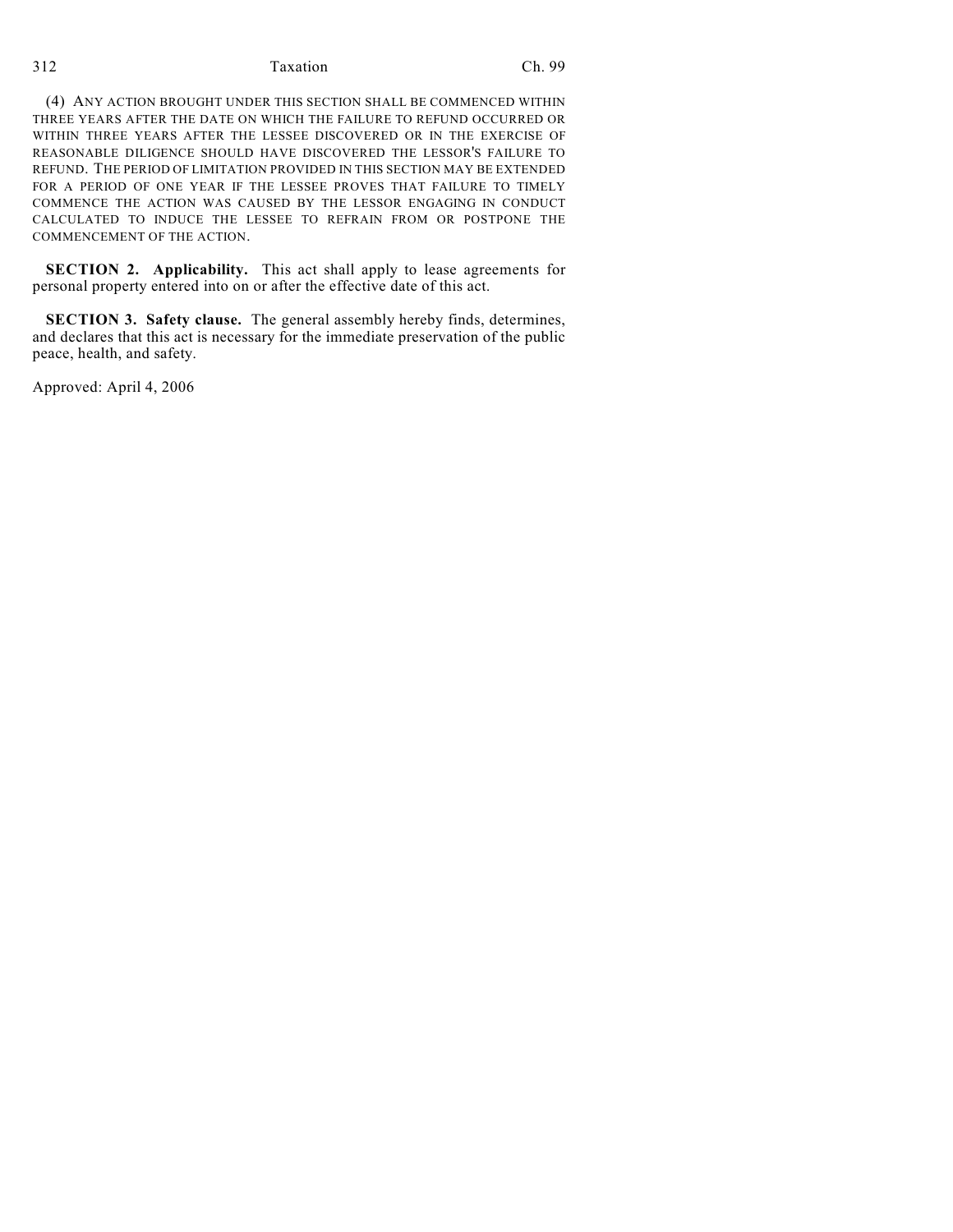(4) ANY ACTION BROUGHT UNDER THIS SECTION SHALL BE COMMENCED WITHIN THREE YEARS AFTER THE DATE ON WHICH THE FAILURE TO REFUND OCCURRED OR WITHIN THREE YEARS AFTER THE LESSEE DISCOVERED OR IN THE EXERCISE OF REASONABLE DILIGENCE SHOULD HAVE DISCOVERED THE LESSOR'S FAILURE TO REFUND. THE PERIOD OF LIMITATION PROVIDED IN THIS SECTION MAY BE EXTENDED FOR A PERIOD OF ONE YEAR IF THE LESSEE PROVES THAT FAILURE TO TIMELY COMMENCE THE ACTION WAS CAUSED BY THE LESSOR ENGAGING IN CONDUCT CALCULATED TO INDUCE THE LESSEE TO REFRAIN FROM OR POSTPONE THE COMMENCEMENT OF THE ACTION.

**SECTION 2. Applicability.** This act shall apply to lease agreements for personal property entered into on or after the effective date of this act.

**SECTION 3. Safety clause.** The general assembly hereby finds, determines, and declares that this act is necessary for the immediate preservation of the public peace, health, and safety.

Approved: April 4, 2006